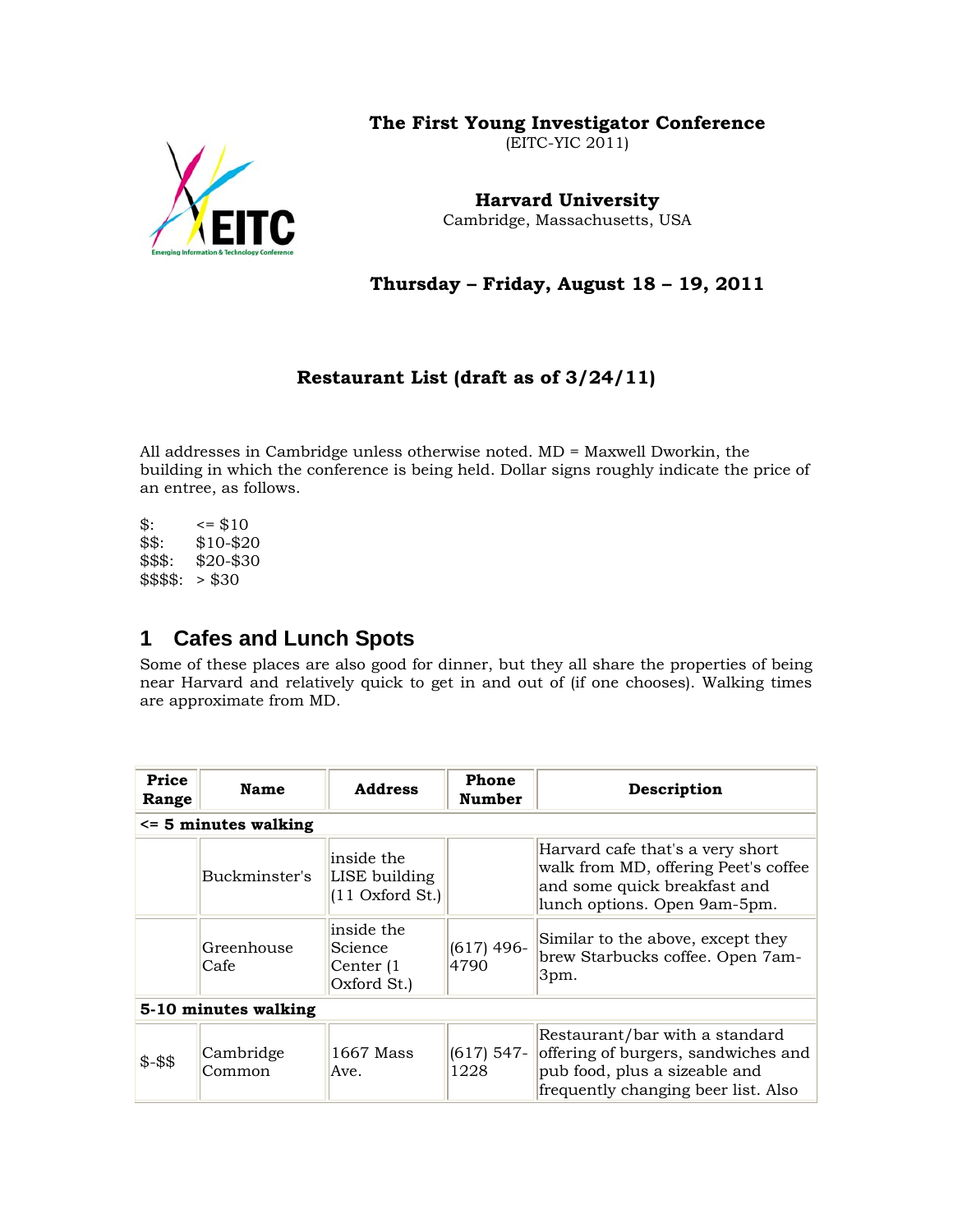**The First Young Investigator Conference**
(EITC-YIC 2011)

**Harvard University**
Cambridge, Massachusetts, USA

**Thursday – Friday, August 18 – 19, 2011**

**Restaurant List (draft as of 3/24/11)**

All addresses in Cambridge unless otherwise noted. MD = Maxwell Dworkin, the building in which the conference is being held. Dollar signs roughly indicate the price of an entree, as follows.

$: <= $10
$$: $10-$20
$$$: $20-$30
$$$$: > $30

# 1 Cafes and Lunch Spots

Some of these places are also good for dinner, but they all share the properties of being near Harvard and relatively quick to get in and out of (if one chooses). Walking times are approximate from MD.

| Price Range | Name | Address | Phone Number | Description |
|---|---|---|---|---|
| **<= 5 minutes walking** | | | | |
| | Buckminster's | inside the LISE building (11 Oxford St.) | | Harvard cafe that's a very short walk from MD, offering Peet's coffee and some quick breakfast and lunch options. Open 9am-5pm. |
| | Greenhouse Cafe | inside the Science Center (1 Oxford St.) | (617) 496-4790 | Similar to the above, except they brew Starbucks coffee. Open 7am-3pm. |
| **5-10 minutes walking** | | | | |
| $-$$ | Cambridge Common | 1667 Mass Ave. | (617) 547-1228 | Restaurant/bar with a standard offering of burgers, sandwiches and pub food, plus a sizeable and frequently changing beer list. Also |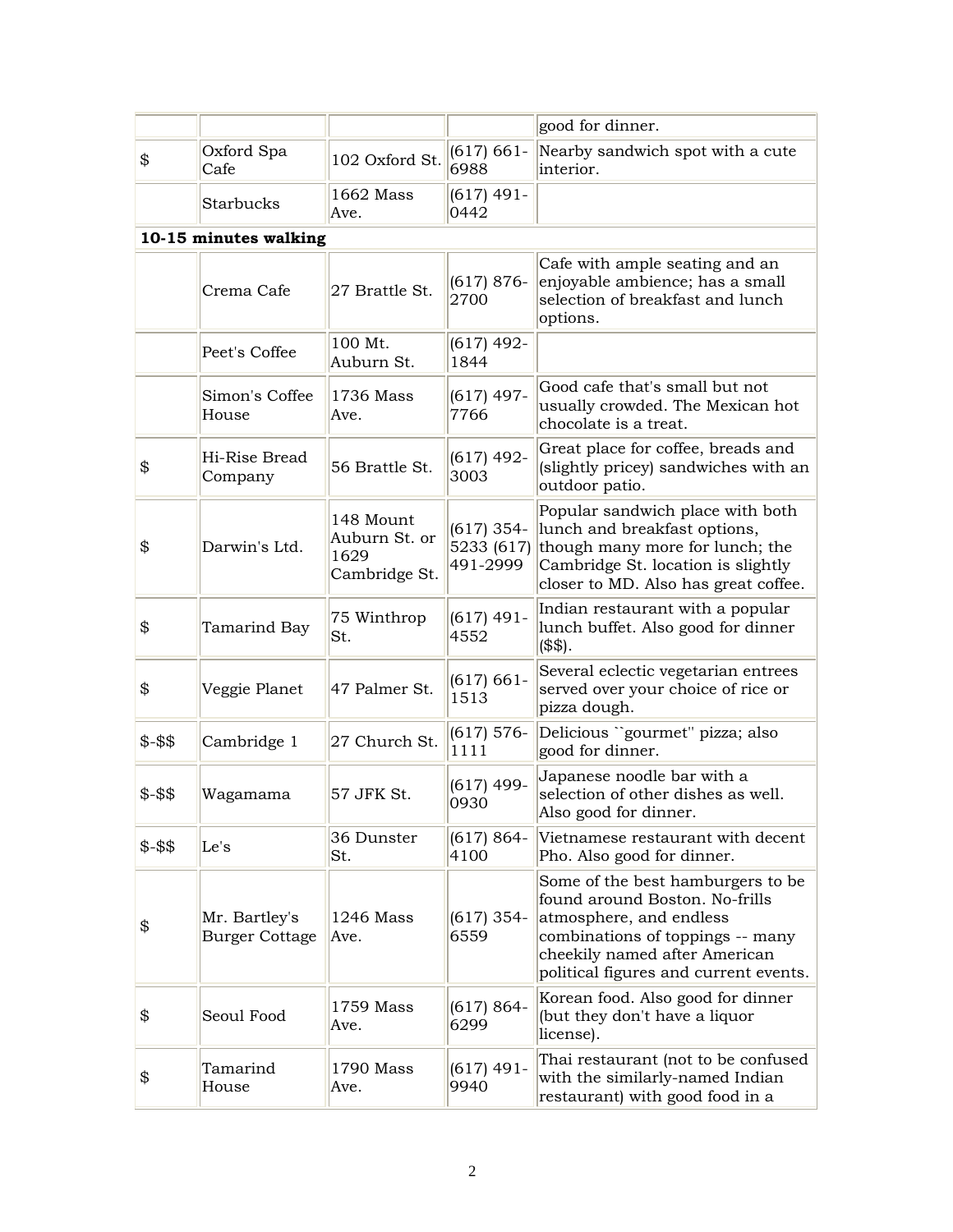|  |  |  |  | good for dinner. |
|---|---|---|---|---|
| $ | Oxford Spa Cafe | 102 Oxford St. | (617) 661-6988 | Nearby sandwich spot with a cute interior. |
|  | Starbucks | 1662 Mass Ave. | (617) 491-0442 |  |
| **10-15 minutes walking** |  |  |  |  |
|  | Crema Cafe | 27 Brattle St. | (617) 876-2700 | Cafe with ample seating and an enjoyable ambience; has a small selection of breakfast and lunch options. |
|  | Peet's Coffee | 100 Mt. Auburn St. | (617) 492-1844 |  |
|  | Simon's Coffee House | 1736 Mass Ave. | (617) 497-7766 | Good cafe that's small but not usually crowded. The Mexican hot chocolate is a treat. |
| $ | Hi-Rise Bread Company | 56 Brattle St. | (617) 492-3003 | Great place for coffee, breads and (slightly pricey) sandwiches with an outdoor patio. |
| $ | Darwin's Ltd. | 148 Mount Auburn St. or 1629 Cambridge St. | (617) 354-5233 (617) 491-2999 | Popular sandwich place with both lunch and breakfast options, though many more for lunch; the Cambridge St. location is slightly closer to MD. Also has great coffee. |
| $ | Tamarind Bay | 75 Winthrop St. | (617) 491-4552 | Indian restaurant with a popular lunch buffet. Also good for dinner ($$). |
| $ | Veggie Planet | 47 Palmer St. | (617) 661-1513 | Several eclectic vegetarian entrees served over your choice of rice or pizza dough. |
| $-$$ | Cambridge 1 | 27 Church St. | (617) 576-1111 | Delicious ``gourmet'' pizza; also good for dinner. |
| $-$$ | Wagamama | 57 JFK St. | (617) 499-0930 | Japanese noodle bar with a selection of other dishes as well. Also good for dinner. |
| $-$$ | Le's | 36 Dunster St. | (617) 864-4100 | Vietnamese restaurant with decent Pho. Also good for dinner. |
| $ | Mr. Bartley's Burger Cottage | 1246 Mass Ave. | (617) 354-6559 | Some of the best hamburgers to be found around Boston. No-frills atmosphere, and endless combinations of toppings -- many cheekily named after American political figures and current events. |
| $ | Seoul Food | 1759 Mass Ave. | (617) 864-6299 | Korean food. Also good for dinner (but they don't have a liquor license). |
| $ | Tamarind House | 1790 Mass Ave. | (617) 491-9940 | Thai restaurant (not to be confused with the similarly-named Indian restaurant) with good food in a |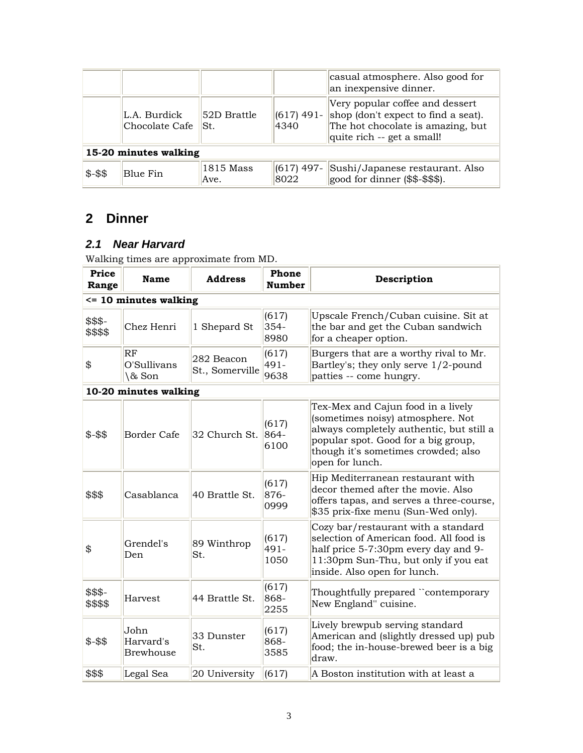| | | | | |
|---|---|---|---|---|
| | | | | casual atmosphere. Also good for an inexpensive dinner. |
| | L.A. Burdick Chocolate Cafe | 52D Brattle St. | (617) 491-4340 | Very popular coffee and dessert shop (don't expect to find a seat). The hot chocolate is amazing, but quite rich -- get a small! |
| **15-20 minutes walking** | | | | |
| $-$$ | Blue Fin | 1815 Mass Ave. | (617) 497-8022 | Sushi/Japanese restaurant. Also good for dinner ($$-$$$). |

## 2 Dinner

### *2.1 Near Harvard*

Walking times are approximate from MD.

| Price Range | Name | Address | Phone Number | Description |
|---|---|---|---|---|
| **<= 10 minutes walking** | | | | |
| $$$-$$$$ | Chez Henri | 1 Shepard St | (617) 354-8980 | Upscale French/Cuban cuisine. Sit at the bar and get the Cuban sandwich for a cheaper option. |
| $ | RF O'Sullivans \& Son | 282 Beacon St., Somerville | (617) 491-9638 | Burgers that are a worthy rival to Mr. Bartley's; they only serve 1/2-pound patties -- come hungry. |
| **10-20 minutes walking** | | | | |
| $-$$ | Border Cafe | 32 Church St. | (617) 864-6100 | Tex-Mex and Cajun food in a lively (sometimes noisy) atmosphere. Not always completely authentic, but still a popular spot. Good for a big group, though it's sometimes crowded; also open for lunch. |
| $$$ | Casablanca | 40 Brattle St. | (617) 876-0999 | Hip Mediterranean restaurant with decor themed after the movie. Also offers tapas, and serves a three-course, $35 prix-fixe menu (Sun-Wed only). |
| $ | Grendel's Den | 89 Winthrop St. | (617) 491-1050 | Cozy bar/restaurant with a standard selection of American food. All food is half price 5-7:30pm every day and 9-11:30pm Sun-Thu, but only if you eat inside. Also open for lunch. |
| $$$-$$$$ | Harvest | 44 Brattle St. | (617) 868-2255 | Thoughtfully prepared ``contemporary New England'' cuisine. |
| $-$$ | John Harvard's Brewhouse | 33 Dunster St. | (617) 868-3585 | Lively brewpub serving standard American and (slightly dressed up) pub food; the in-house-brewed beer is a big draw. |
| $$$ | Legal Sea | 20 University | (617) | A Boston institution with at least a |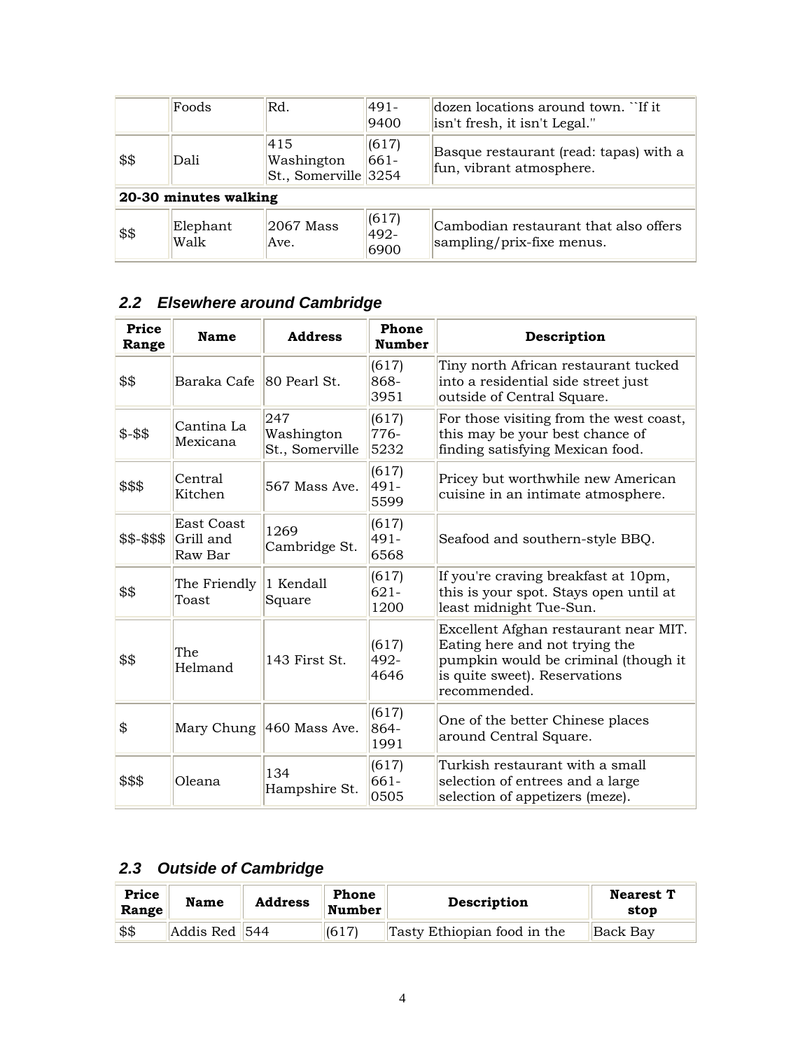|  | Foods | Rd. | 491-9400 | dozen locations around town. ``If it isn't fresh, it isn't Legal.'' |
|---|---|---|---|---|
| $$ | Dali | 415 Washington St., Somerville | (617) 661-3254 | Basque restaurant (read: tapas) with a fun, vibrant atmosphere. |
| **20-30 minutes walking** |  |  |  |  |
| $$ | Elephant Walk | 2067 Mass Ave. | (617) 492-6900 | Cambodian restaurant that also offers sampling/prix-fixe menus. |

### 2.2 Elsewhere around Cambridge

| Price Range | Name | Address | Phone Number | Description |
|---|---|---|---|---|
| $$ | Baraka Cafe | 80 Pearl St. | (617) 868-3951 | Tiny north African restaurant tucked into a residential side street just outside of Central Square. |
| $-$$ | Cantina La Mexicana | 247 Washington St., Somerville | (617) 776-5232 | For those visiting from the west coast, this may be your best chance of finding satisfying Mexican food. |
| $$$ | Central Kitchen | 567 Mass Ave. | (617) 491-5599 | Pricey but worthwhile new American cuisine in an intimate atmosphere. |
| $$-$$$ | East Coast Grill and Raw Bar | 1269 Cambridge St. | (617) 491-6568 | Seafood and southern-style BBQ. |
| $$ | The Friendly Toast | 1 Kendall Square | (617) 621-1200 | If you're craving breakfast at 10pm, this is your spot. Stays open until at least midnight Tue-Sun. |
| $$ | The Helmand | 143 First St. | (617) 492-4646 | Excellent Afghan restaurant near MIT. Eating here and not trying the pumpkin would be criminal (though it is quite sweet). Reservations recommended. |
| $ | Mary Chung | 460 Mass Ave. | (617) 864-1991 | One of the better Chinese places around Central Square. |
| $$$ | Oleana | 134 Hampshire St. | (617) 661-0505 | Turkish restaurant with a small selection of entrees and a large selection of appetizers (meze). |

### 2.3 Outside of Cambridge

| Price Range | Name | Address | Phone Number | Description | Nearest T stop |
|---|---|---|---|---|---|
| $$ | Addis Red | 544 | (617) | Tasty Ethiopian food in the | Back Bay |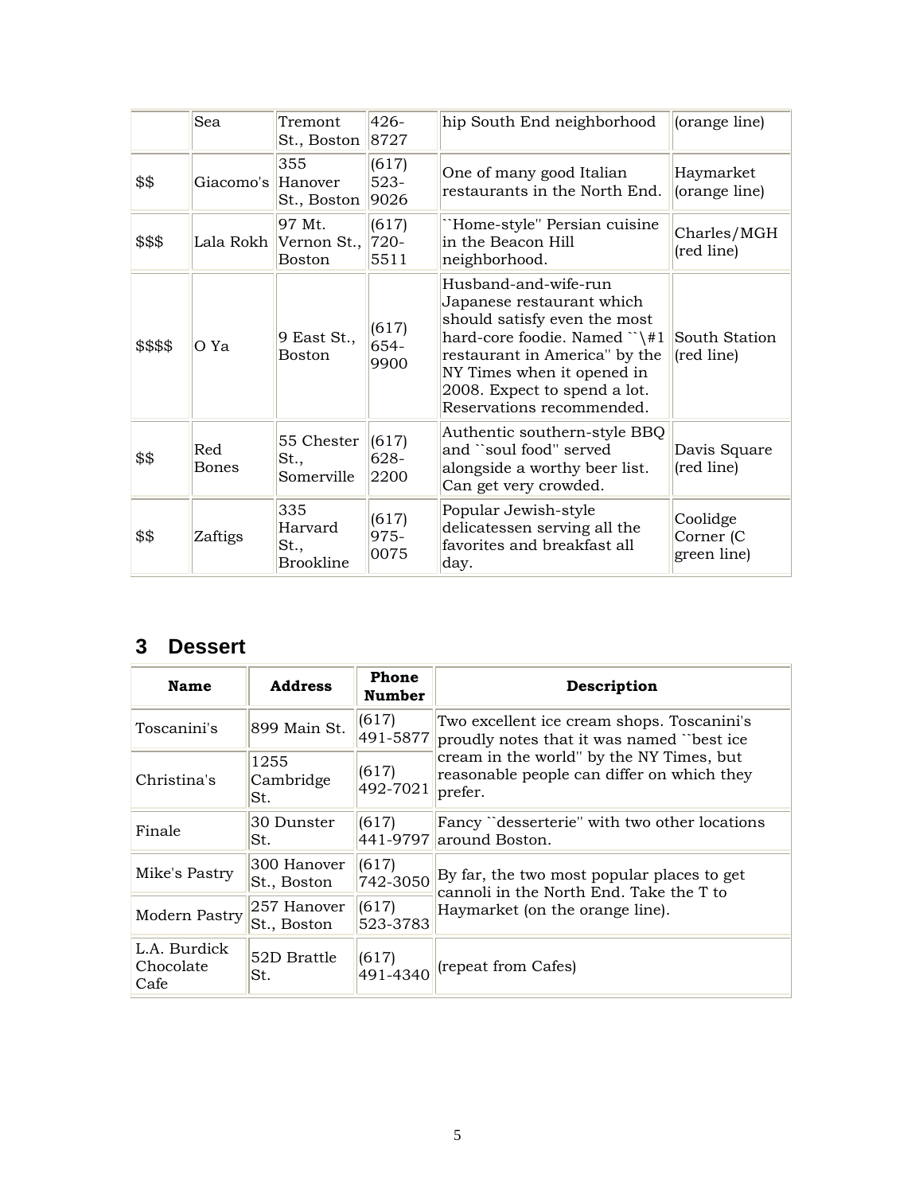| | | | | | |
|---|---|---|---|---|---|
| | Sea | Tremont St., Boston | 426-8727 | hip South End neighborhood | (orange line) |
| $$ | Giacomo's | 355 Hanover St., Boston | (617) 523-9026 | One of many good Italian restaurants in the North End. | Haymarket (orange line) |
| $$$ | Lala Rokh | 97 Mt. Vernon St., Boston | (617) 720-5511 | ``Home-style'' Persian cuisine in the Beacon Hill neighborhood. | Charles/MGH (red line) |
| $$$$ | O Ya | 9 East St., Boston | (617) 654-9900 | Husband-and-wife-run Japanese restaurant which should satisfy even the most hard-core foodie. Named ``\#1 restaurant in America'' by the NY Times when it opened in 2008. Expect to spend a lot. Reservations recommended. | South Station (red line) |
| $$ | Red Bones | 55 Chester St., Somerville | (617) 628-2200 | Authentic southern-style BBQ and ``soul food'' served alongside a worthy beer list. Can get very crowded. | Davis Square (red line) |
| $$ | Zaftigs | 335 Harvard St., Brookline | (617) 975-0075 | Popular Jewish-style delicatessen serving all the favorites and breakfast all day. | Coolidge Corner (C green line) |

## 3 Dessert

| Name | Address | Phone Number | Description |
|---|---|---|---|
| Toscanini's | 899 Main St. | (617) 491-5877 | Two excellent ice cream shops. Toscanini's proudly notes that it was named ``best ice cream in the world'' by the NY Times, but reasonable people can differ on which they prefer. |
| Christina's | 1255 Cambridge St. | (617) 492-7021 | |
| Finale | 30 Dunster St. | (617) 441-9797 | Fancy ``desserterie'' with two other locations around Boston. |
| Mike's Pastry | 300 Hanover St., Boston | (617) 742-3050 | By far, the two most popular places to get cannoli in the North End. Take the T to Haymarket (on the orange line). |
| Modern Pastry | 257 Hanover St., Boston | (617) 523-3783 | |
| L.A. Burdick Chocolate Cafe | 52D Brattle St. | (617) 491-4340 | (repeat from Cafes) |